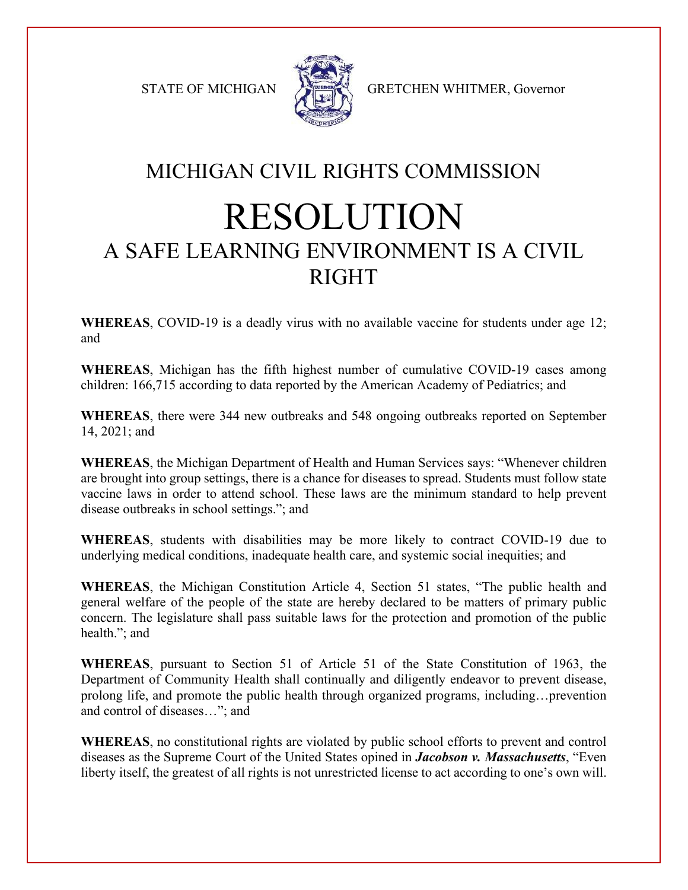STATE OF MICHIGAN GRETCHEN WHITMER, Governor

# MICHIGAN CIVIL RIGHTS COMMISSION

# RESOLUTION

## A SAFE LEARNING ENVIRONMENT IS A CIVIL RIGHT

**WHEREAS**, COVID-19 is a deadly virus with no available vaccine for students under age 12; and

**WHEREAS**, Michigan has the fifth highest number of cumulative COVID-19 cases among children: 166,715 according to data reported by the American Academy of Pediatrics; and

**WHEREAS**, there were 344 new outbreaks and 548 ongoing outbreaks reported on September 14, 2021; and

**WHEREAS**, the Michigan Department of Health and Human Services says: "Whenever children are brought into group settings, there is a chance for diseases to spread. Students must follow state vaccine laws in order to attend school. These laws are the minimum standard to help prevent disease outbreaks in school settings."; and

**WHEREAS**, students with disabilities may be more likely to contract COVID-19 due to underlying medical conditions, inadequate health care, and systemic social inequities; and

**WHEREAS**, the Michigan Constitution Article 4, Section 51 states, "The public health and general welfare of the people of the state are hereby declared to be matters of primary public concern. The legislature shall pass suitable laws for the protection and promotion of the public health."; and

**WHEREAS**, pursuant to Section 51 of Article 51 of the State Constitution of 1963, the Department of Community Health shall continually and diligently endeavor to prevent disease, prolong life, and promote the public health through organized programs, including…prevention and control of diseases…"; and

**WHEREAS**, no constitutional rights are violated by public school efforts to prevent and control diseases as the Supreme Court of the United States opined in ***Jacobson v. Massachusetts***, "Even liberty itself, the greatest of all rights is not unrestricted license to act according to one's own will.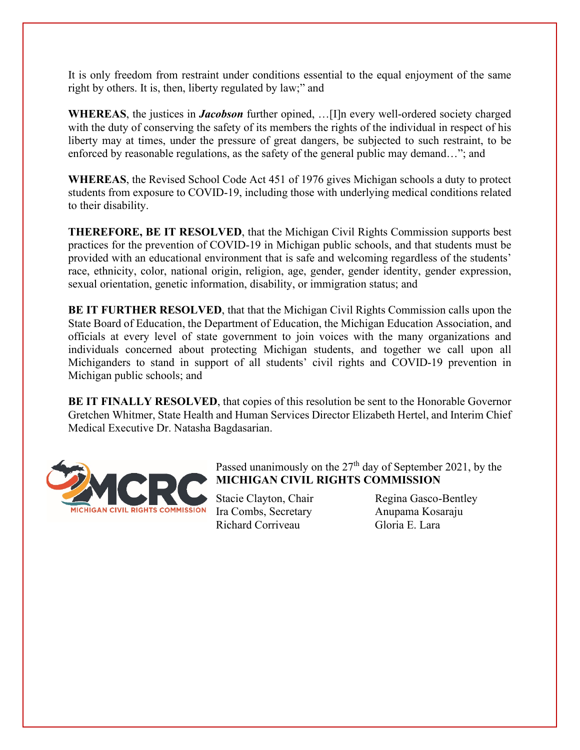It is only freedom from restraint under conditions essential to the equal enjoyment of the same right by others. It is, then, liberty regulated by law;" and

**WHEREAS**, the justices in ***Jacobson*** further opined, …[I]n every well-ordered society charged with the duty of conserving the safety of its members the rights of the individual in respect of his liberty may at times, under the pressure of great dangers, be subjected to such restraint, to be enforced by reasonable regulations, as the safety of the general public may demand…"; and

**WHEREAS**, the Revised School Code Act 451 of 1976 gives Michigan schools a duty to protect students from exposure to COVID-19, including those with underlying medical conditions related to their disability.

**THEREFORE, BE IT RESOLVED**, that the Michigan Civil Rights Commission supports best practices for the prevention of COVID-19 in Michigan public schools, and that students must be provided with an educational environment that is safe and welcoming regardless of the students' race, ethnicity, color, national origin, religion, age, gender, gender identity, gender expression, sexual orientation, genetic information, disability, or immigration status; and

**BE IT FURTHER RESOLVED**, that that the Michigan Civil Rights Commission calls upon the State Board of Education, the Department of Education, the Michigan Education Association, and officials at every level of state government to join voices with the many organizations and individuals concerned about protecting Michigan students, and together we call upon all Michiganders to stand in support of all students' civil rights and COVID-19 prevention in Michigan public schools; and

**BE IT FINALLY RESOLVED**, that copies of this resolution be sent to the Honorable Governor Gretchen Whitmer, State Health and Human Services Director Elizabeth Hertel, and Interim Chief Medical Executive Dr. Natasha Bagdasarian.

MCRC
MICHIGAN CIVIL RIGHTS COMMISSION

Passed unanimously on the 27th day of September 2021, by the **MICHIGAN CIVIL RIGHTS COMMISSION**

Stacie Clayton, Chair
Ira Combs, Secretary
Richard Corriveau
Regina Gasco-Bentley
Anupama Kosaraju
Gloria E. Lara